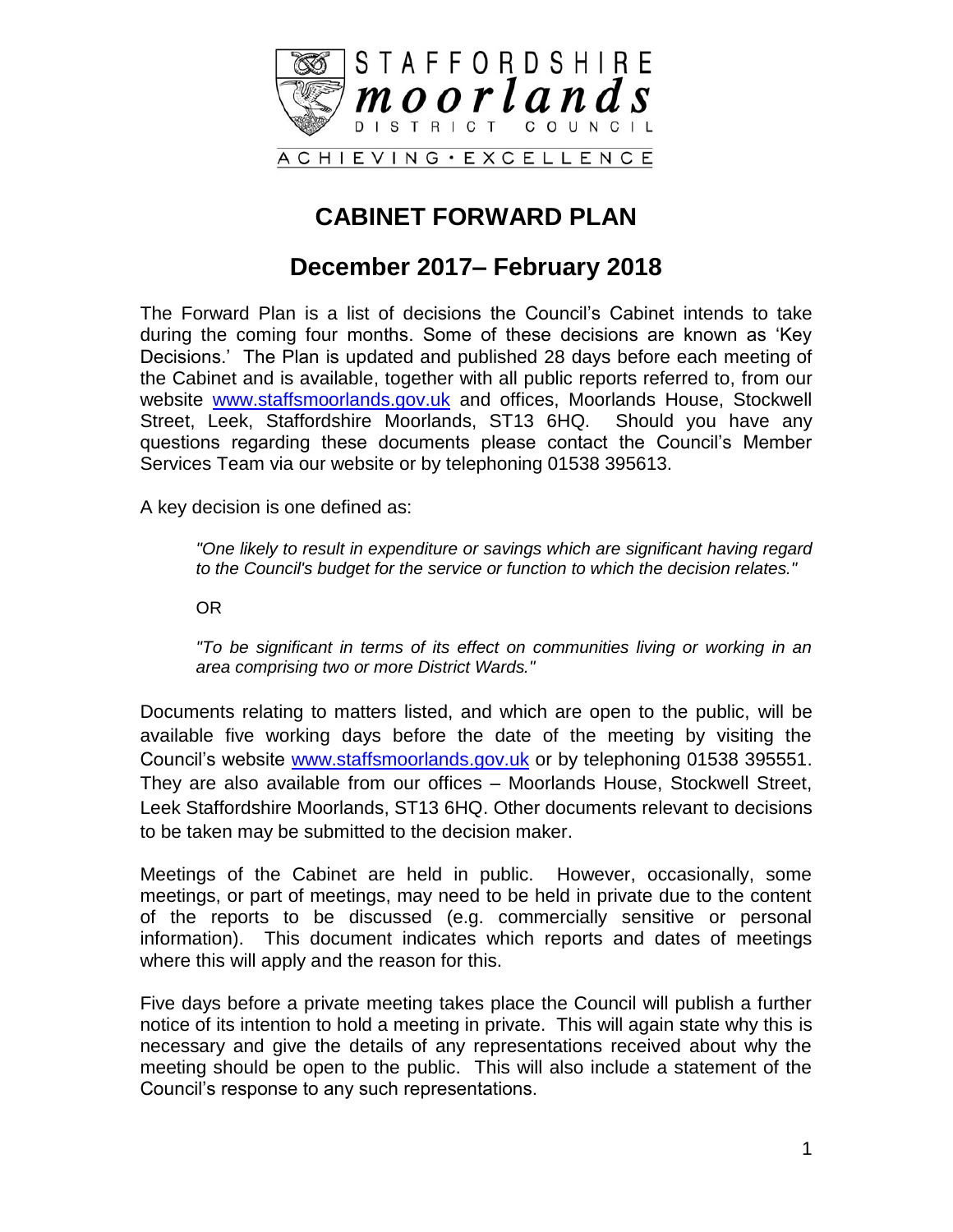STAFFORDSHIRE
**moorlands**
DISTRICT COUNCIL

ACHIEVING • EXCELLENCE

# CABINET FORWARD PLAN

## December 2017– February 2018

The Forward Plan is a list of decisions the Council's Cabinet intends to take during the coming four months. Some of these decisions are known as 'Key Decisions.' The Plan is updated and published 28 days before each meeting of the Cabinet and is available, together with all public reports referred to, from our website [www.staffsmoorlands.gov.uk](http://www.staffsmoorlands.gov.uk) and offices, Moorlands House, Stockwell Street, Leek, Staffordshire Moorlands, ST13 6HQ. Should you have any questions regarding these documents please contact the Council's Member Services Team via our website or by telephoning 01538 395613.

A key decision is one defined as:

> *"One likely to result in expenditure or savings which are significant having regard to the Council's budget for the service or function to which the decision relates."*
>
> OR
>
> *"To be significant in terms of its effect on communities living or working in an area comprising two or more District Wards."*

Documents relating to matters listed, and which are open to the public, will be available five working days before the date of the meeting by visiting the Council's website [www.staffsmoorlands.gov.uk](http://www.staffsmoorlands.gov.uk) or by telephoning 01538 395551. They are also available from our offices – Moorlands House, Stockwell Street, Leek Staffordshire Moorlands, ST13 6HQ. Other documents relevant to decisions to be taken may be submitted to the decision maker.

Meetings of the Cabinet are held in public. However, occasionally, some meetings, or part of meetings, may need to be held in private due to the content of the reports to be discussed (e.g. commercially sensitive or personal information). This document indicates which reports and dates of meetings where this will apply and the reason for this.

Five days before a private meeting takes place the Council will publish a further notice of its intention to hold a meeting in private. This will again state why this is necessary and give the details of any representations received about why the meeting should be open to the public. This will also include a statement of the Council's response to any such representations.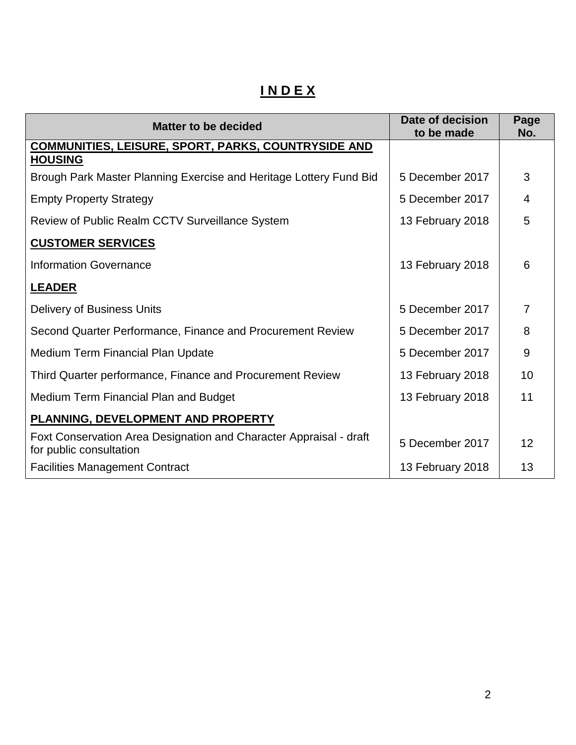# INDEX

| Matter to be decided | Date of decision to be made | Page No. |
|---|---|---|
| **COMMUNITIES, LEISURE, SPORT, PARKS, COUNTRYSIDE AND HOUSING** | | |
| Brough Park Master Planning Exercise and Heritage Lottery Fund Bid | 5 December 2017 | 3 |
| Empty Property Strategy | 5 December 2017 | 4 |
| Review of Public Realm CCTV Surveillance System | 13 February 2018 | 5 |
| **CUSTOMER SERVICES** | | |
| Information Governance | 13 February 2018 | 6 |
| **LEADER** | | |
| Delivery of Business Units | 5 December 2017 | 7 |
| Second Quarter Performance, Finance and Procurement Review | 5 December 2017 | 8 |
| Medium Term Financial Plan Update | 5 December 2017 | 9 |
| Third Quarter performance, Finance and Procurement Review | 13 February 2018 | 10 |
| Medium Term Financial Plan and Budget | 13 February 2018 | 11 |
| **PLANNING, DEVELOPMENT AND PROPERTY** | | |
| Foxt Conservation Area Designation and Character Appraisal - draft for public consultation | 5 December 2017 | 12 |
| Facilities Management Contract | 13 February 2018 | 13 |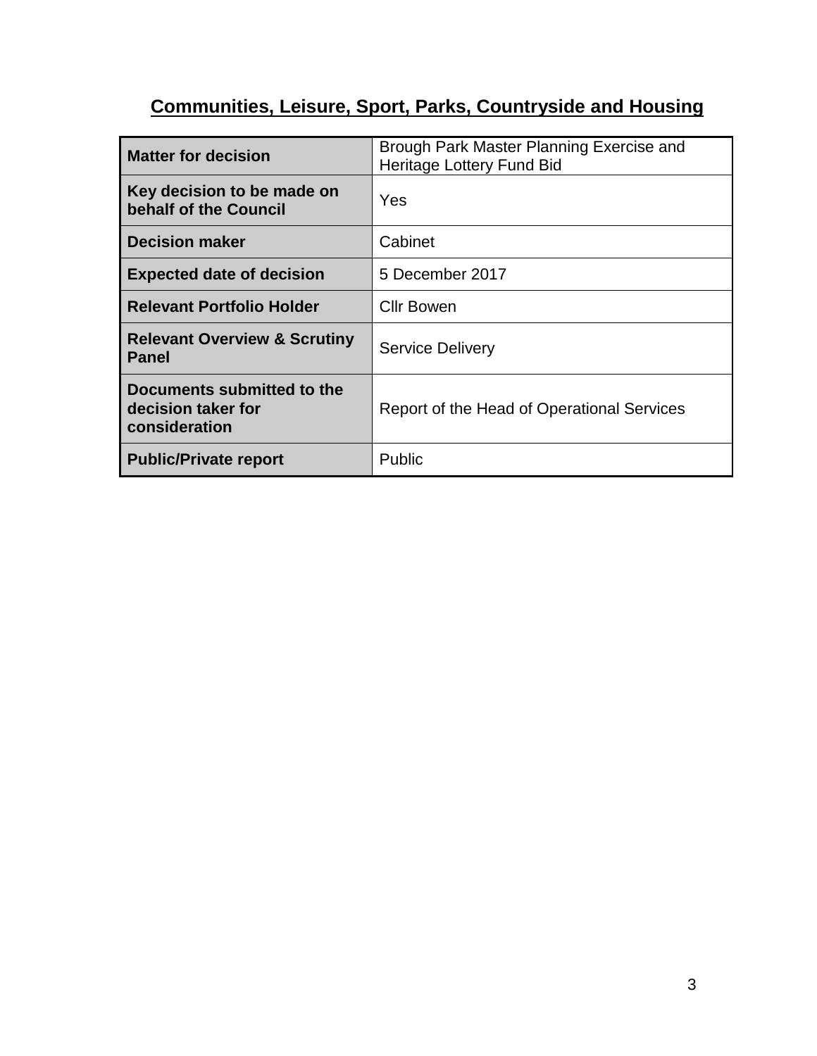## Communities, Leisure, Sport, Parks, Countryside and Housing

| **Matter for decision** | Brough Park Master Planning Exercise and Heritage Lottery Fund Bid |
|---|---|
| **Key decision to be made on behalf of the Council** | Yes |
| **Decision maker** | Cabinet |
| **Expected date of decision** | 5 December 2017 |
| **Relevant Portfolio Holder** | Cllr Bowen |
| **Relevant Overview & Scrutiny Panel** | Service Delivery |
| **Documents submitted to the decision taker for consideration** | Report of the Head of Operational Services |
| **Public/Private report** | Public |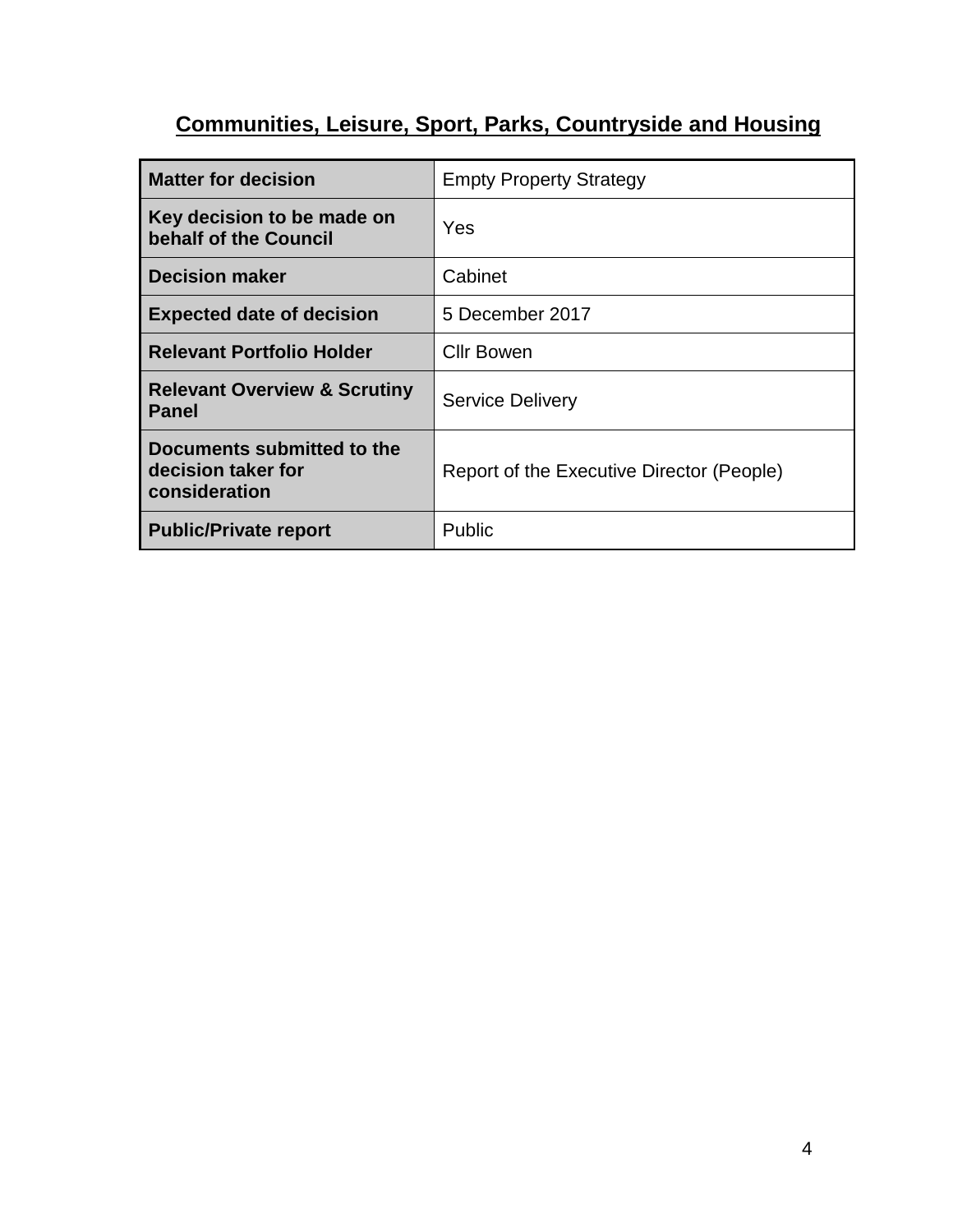## Communities, Leisure, Sport, Parks, Countryside and Housing

| | |
|---|---|
| **Matter for decision** | Empty Property Strategy |
| **Key decision to be made on behalf of the Council** | Yes |
| **Decision maker** | Cabinet |
| **Expected date of decision** | 5 December 2017 |
| **Relevant Portfolio Holder** | Cllr Bowen |
| **Relevant Overview & Scrutiny Panel** | Service Delivery |
| **Documents submitted to the decision taker for consideration** | Report of the Executive Director (People) |
| **Public/Private report** | Public |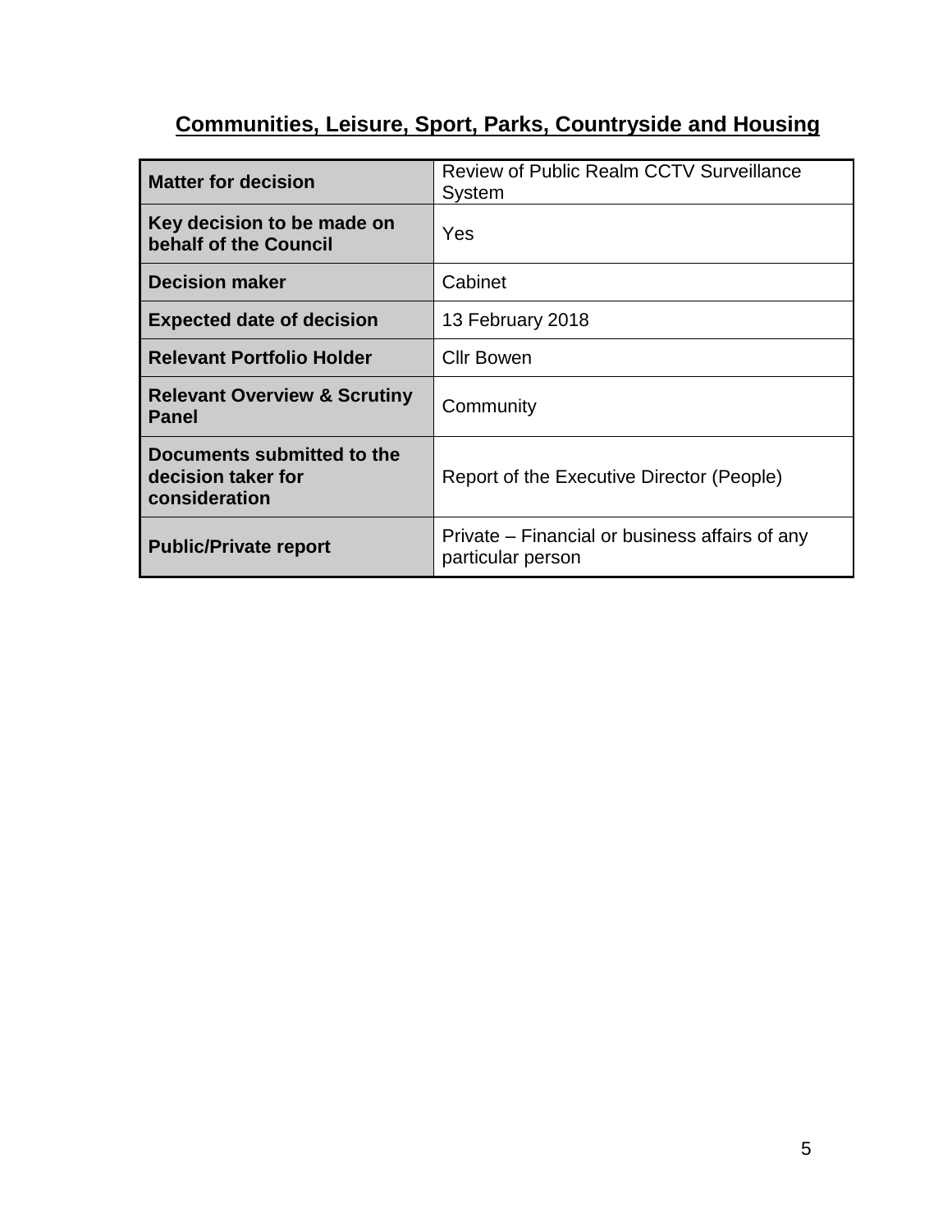# Communities, Leisure, Sport, Parks, Countryside and Housing

| **Matter for decision** | Review of Public Realm CCTV Surveillance System |
|---|---|
| **Key decision to be made on behalf of the Council** | Yes |
| **Decision maker** | Cabinet |
| **Expected date of decision** | 13 February 2018 |
| **Relevant Portfolio Holder** | Cllr Bowen |
| **Relevant Overview & Scrutiny Panel** | Community |
| **Documents submitted to the decision taker for consideration** | Report of the Executive Director (People) |
| **Public/Private report** | Private – Financial or business affairs of any particular person |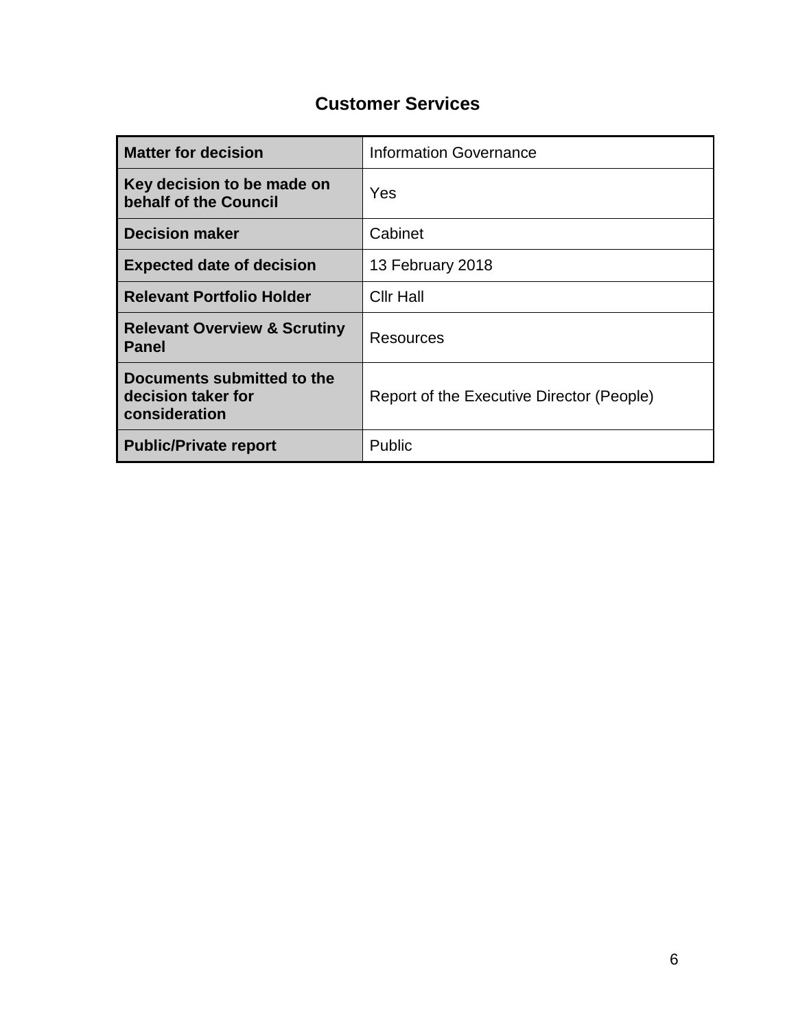# Customer Services

| **Matter for decision** | Information Governance |
|---|---|
| **Key decision to be made on behalf of the Council** | Yes |
| **Decision maker** | Cabinet |
| **Expected date of decision** | 13 February 2018 |
| **Relevant Portfolio Holder** | Cllr Hall |
| **Relevant Overview & Scrutiny Panel** | Resources |
| **Documents submitted to the decision taker for consideration** | Report of the Executive Director (People) |
| **Public/Private report** | Public |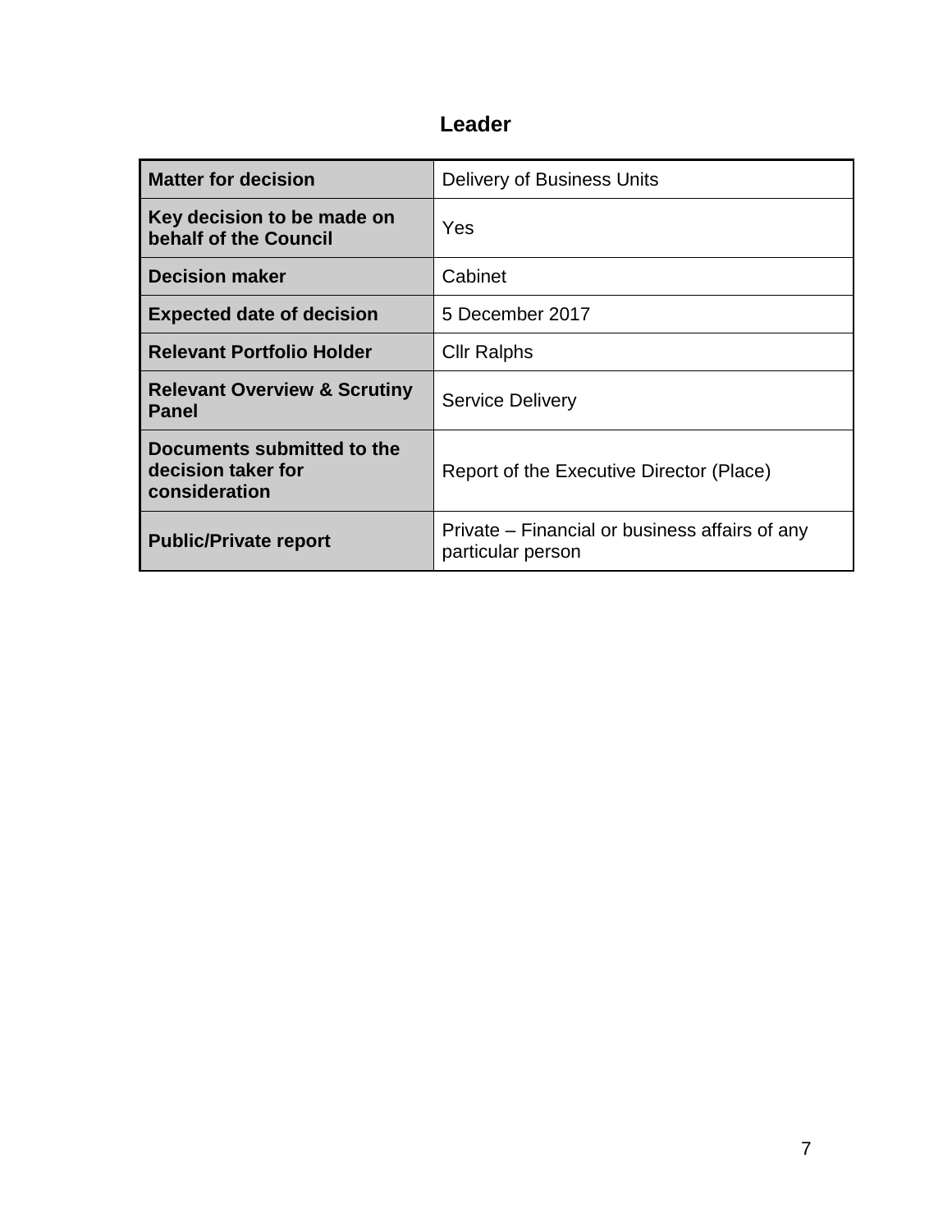## Leader

| **Matter for decision** | Delivery of Business Units |
|---|---|
| **Key decision to be made on behalf of the Council** | Yes |
| **Decision maker** | Cabinet |
| **Expected date of decision** | 5 December 2017 |
| **Relevant Portfolio Holder** | Cllr Ralphs |
| **Relevant Overview & Scrutiny Panel** | Service Delivery |
| **Documents submitted to the decision taker for consideration** | Report of the Executive Director (Place) |
| **Public/Private report** | Private – Financial or business affairs of any particular person |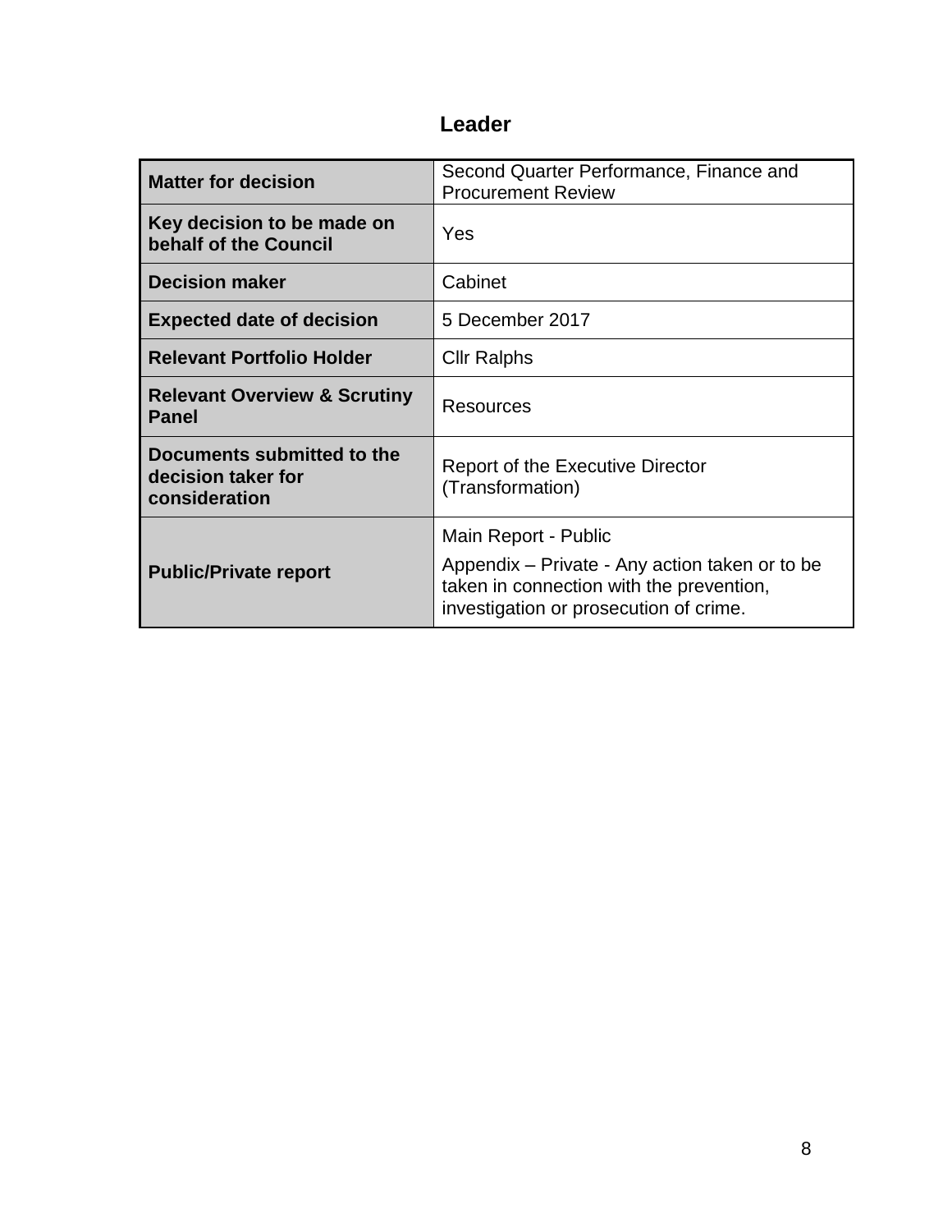## Leader

| Matter for decision | Second Quarter Performance, Finance and Procurement Review |
|---|---|
| **Key decision to be made on behalf of the Council** | Yes |
| **Decision maker** | Cabinet |
| **Expected date of decision** | 5 December 2017 |
| **Relevant Portfolio Holder** | Cllr Ralphs |
| **Relevant Overview & Scrutiny Panel** | Resources |
| **Documents submitted to the decision taker for consideration** | Report of the Executive Director (Transformation) |
| **Public/Private report** | Main Report - Public<br><br>Appendix – Private - Any action taken or to be taken in connection with the prevention, investigation or prosecution of crime. |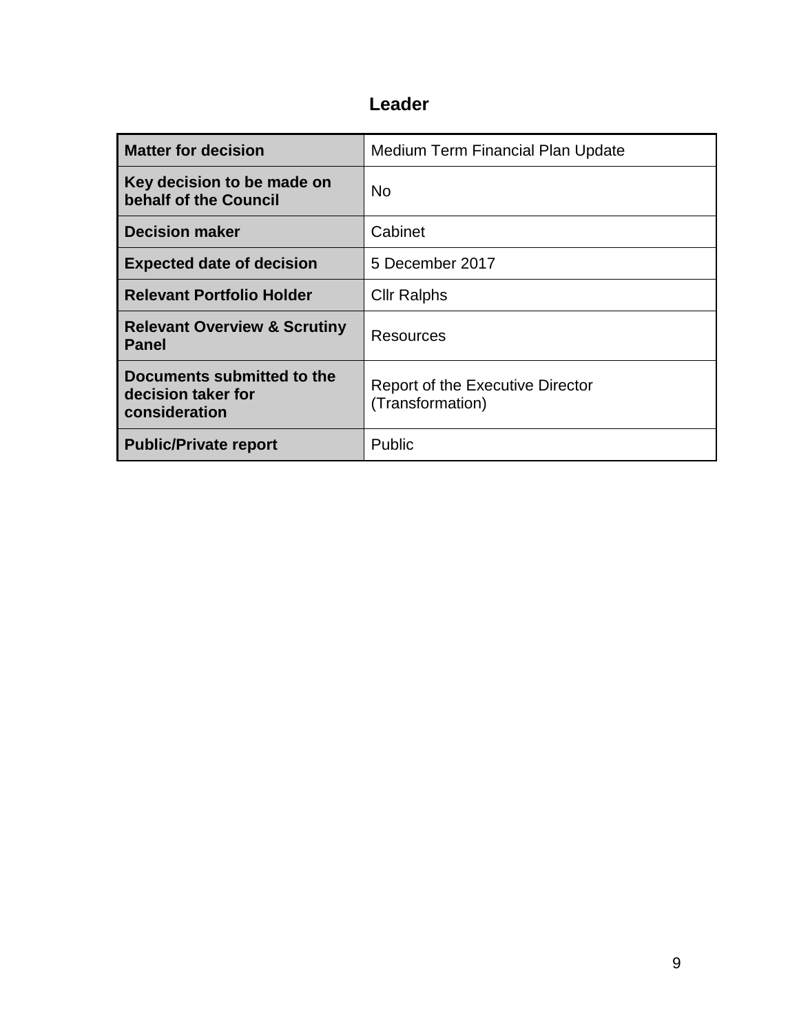## Leader

| **Matter for decision** | Medium Term Financial Plan Update |
|---|---|
| **Key decision to be made on behalf of the Council** | No |
| **Decision maker** | Cabinet |
| **Expected date of decision** | 5 December 2017 |
| **Relevant Portfolio Holder** | Cllr Ralphs |
| **Relevant Overview & Scrutiny Panel** | Resources |
| **Documents submitted to the decision taker for consideration** | Report of the Executive Director (Transformation) |
| **Public/Private report** | Public |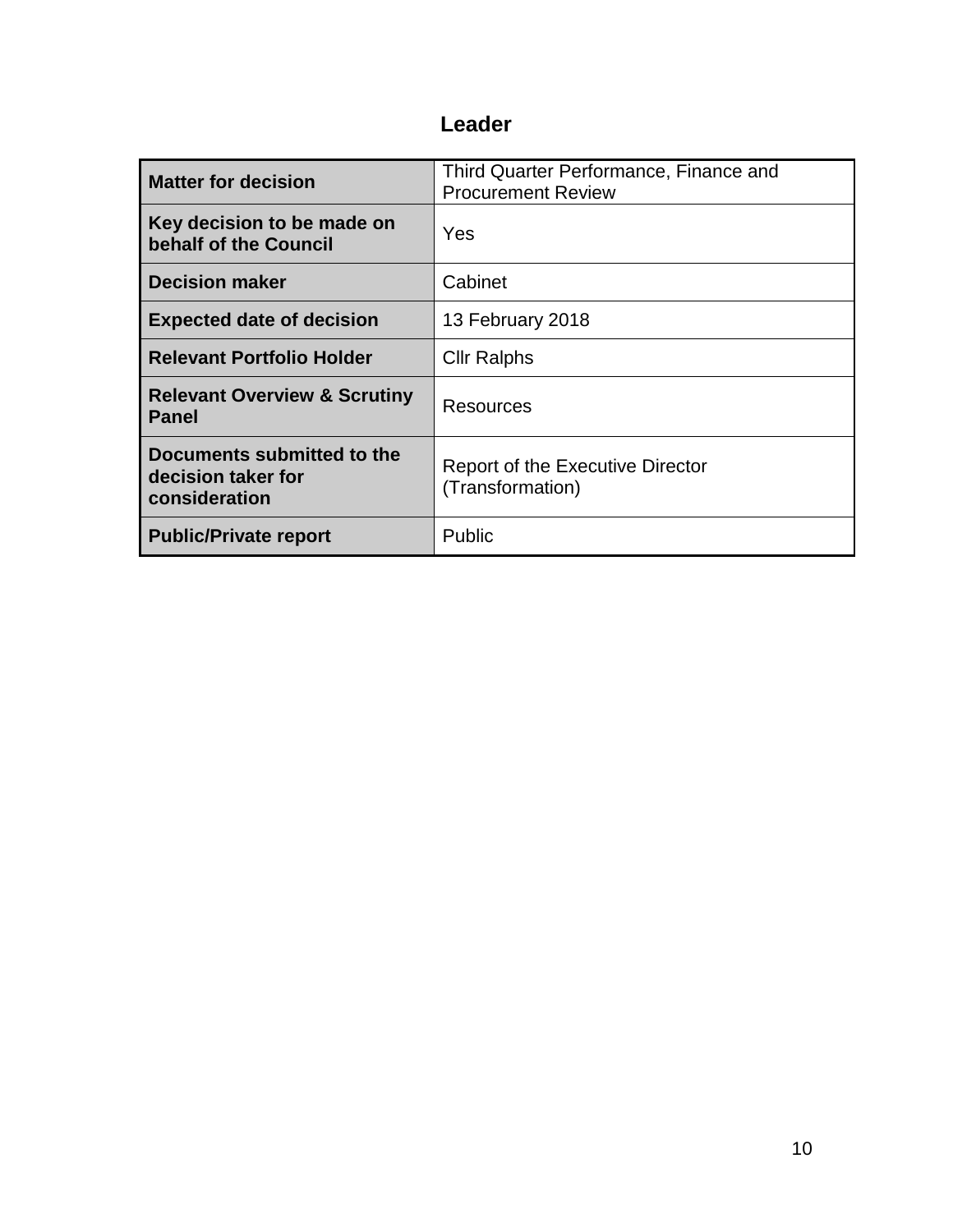## Leader

| Matter for decision | Third Quarter Performance, Finance and Procurement Review |
|---|---|
| **Key decision to be made on behalf of the Council** | Yes |
| **Decision maker** | Cabinet |
| **Expected date of decision** | 13 February 2018 |
| **Relevant Portfolio Holder** | Cllr Ralphs |
| **Relevant Overview & Scrutiny Panel** | Resources |
| **Documents submitted to the decision taker for consideration** | Report of the Executive Director (Transformation) |
| **Public/Private report** | Public |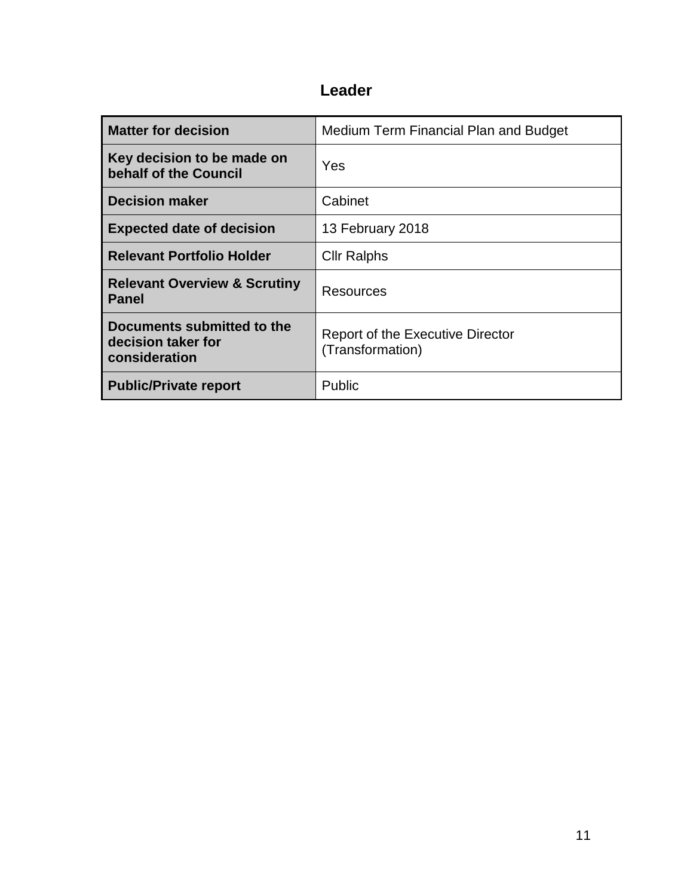## Leader

| **Matter for decision** | Medium Term Financial Plan and Budget |
|---|---|
| **Key decision to be made on behalf of the Council** | Yes |
| **Decision maker** | Cabinet |
| **Expected date of decision** | 13 February 2018 |
| **Relevant Portfolio Holder** | Cllr Ralphs |
| **Relevant Overview & Scrutiny Panel** | Resources |
| **Documents submitted to the decision taker for consideration** | Report of the Executive Director (Transformation) |
| **Public/Private report** | Public |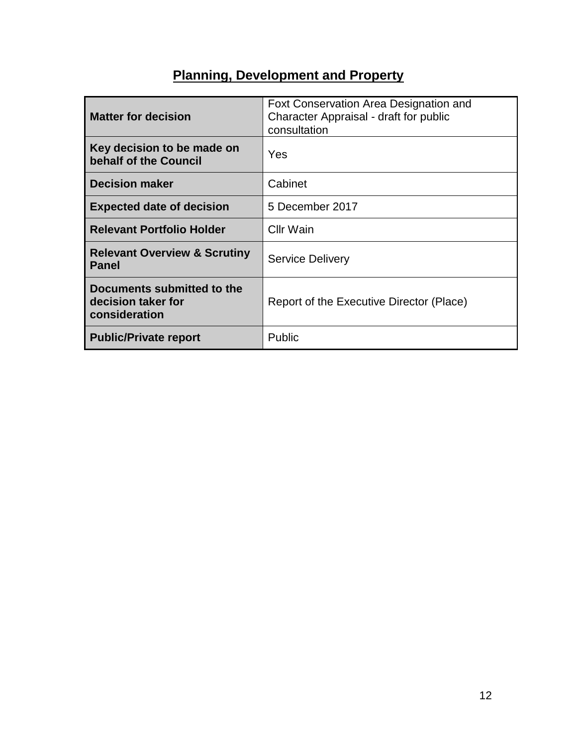## Planning, Development and Property

| | |
|---|---|
| **Matter for decision** | Foxt Conservation Area Designation and Character Appraisal - draft for public consultation |
| **Key decision to be made on behalf of the Council** | Yes |
| **Decision maker** | Cabinet |
| **Expected date of decision** | 5 December 2017 |
| **Relevant Portfolio Holder** | Cllr Wain |
| **Relevant Overview & Scrutiny Panel** | Service Delivery |
| **Documents submitted to the decision taker for consideration** | Report of the Executive Director (Place) |
| **Public/Private report** | Public |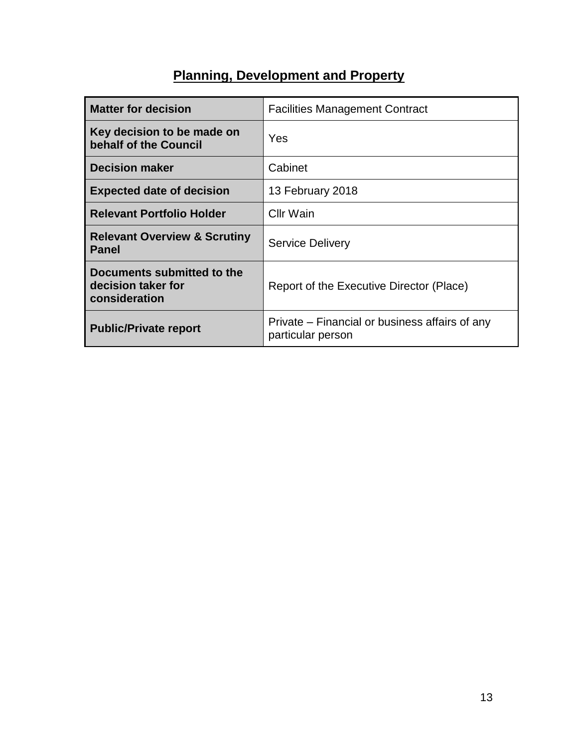## Planning, Development and Property

| | |
|---|---|
| **Matter for decision** | Facilities Management Contract |
| **Key decision to be made on behalf of the Council** | Yes |
| **Decision maker** | Cabinet |
| **Expected date of decision** | 13 February 2018 |
| **Relevant Portfolio Holder** | Cllr Wain |
| **Relevant Overview & Scrutiny Panel** | Service Delivery |
| **Documents submitted to the decision taker for consideration** | Report of the Executive Director (Place) |
| **Public/Private report** | Private – Financial or business affairs of any particular person |